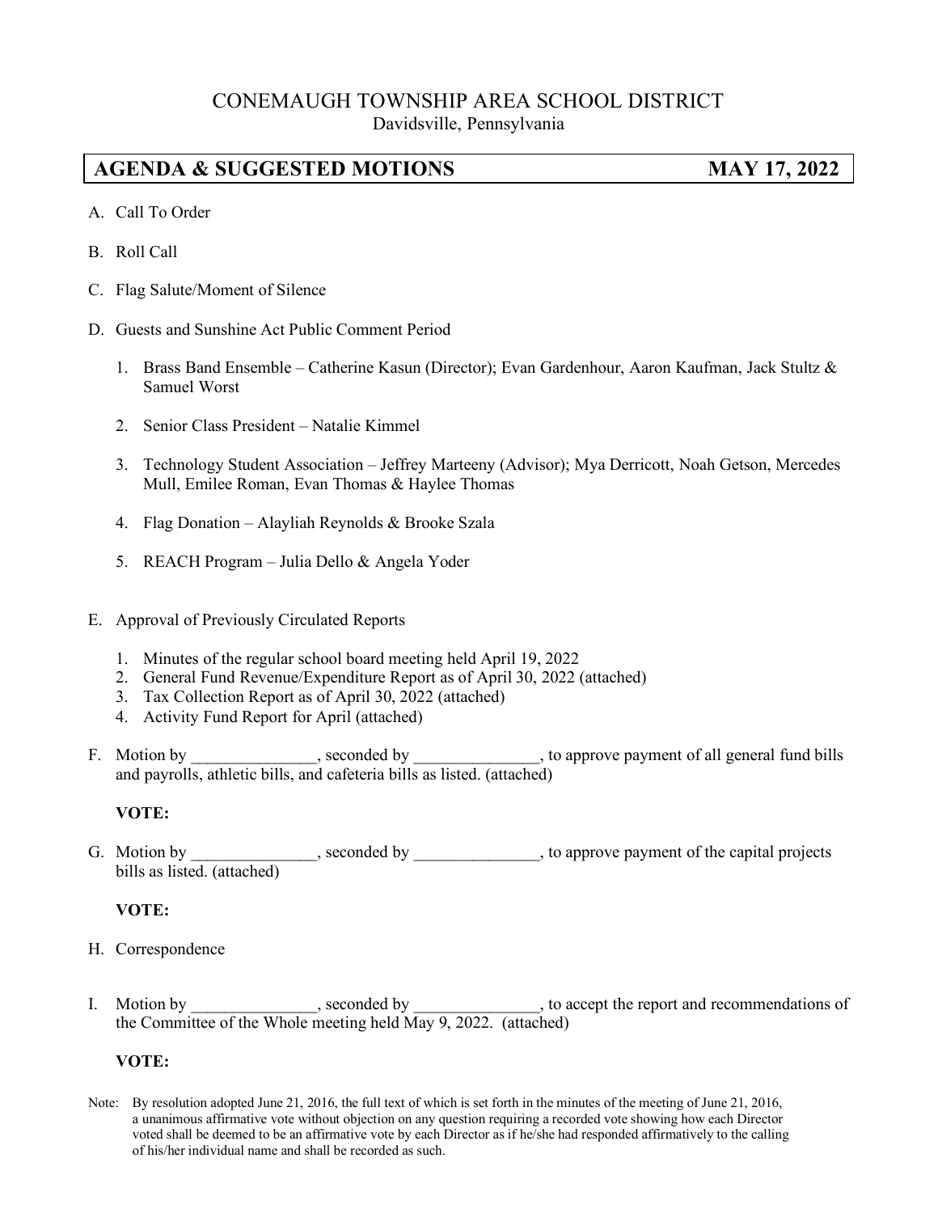# CONEMAUGH TOWNSHIP AREA SCHOOL DISTRICT

Davidsville, Pennsylvania

## AGENDA & SUGGESTED MOTIONS — MAY 17, 2022

A. Call To Order

B. Roll Call

C. Flag Salute/Moment of Silence

D. Guests and Sunshine Act Public Comment Period

1. Brass Band Ensemble – Catherine Kasun (Director); Evan Gardenhour, Aaron Kaufman, Jack Stultz & Samuel Worst
2. Senior Class President – Natalie Kimmel
3. Technology Student Association – Jeffrey Marteeny (Advisor); Mya Derricott, Noah Getson, Mercedes Mull, Emilee Roman, Evan Thomas & Haylee Thomas
4. Flag Donation – Alayliah Reynolds & Brooke Szala
5. REACH Program – Julia Dello & Angela Yoder

E. Approval of Previously Circulated Reports

1. Minutes of the regular school board meeting held April 19, 2022
2. General Fund Revenue/Expenditure Report as of April 30, 2022 (attached)
3. Tax Collection Report as of April 30, 2022 (attached)
4. Activity Fund Report for April (attached)

F. Motion by _______________, seconded by _______________, to approve payment of all general fund bills and payrolls, athletic bills, and cafeteria bills as listed. (attached)

**VOTE:**

G. Motion by _______________, seconded by _______________, to approve payment of the capital projects bills as listed. (attached)

**VOTE:**

H. Correspondence

I. Motion by _______________, seconded by _______________, to accept the report and recommendations of the Committee of the Whole meeting held May 9, 2022. (attached)

**VOTE:**

Note: By resolution adopted June 21, 2016, the full text of which is set forth in the minutes of the meeting of June 21, 2016, a unanimous affirmative vote without objection on any question requiring a recorded vote showing how each Director voted shall be deemed to be an affirmative vote by each Director as if he/she had responded affirmatively to the calling of his/her individual name and shall be recorded as such.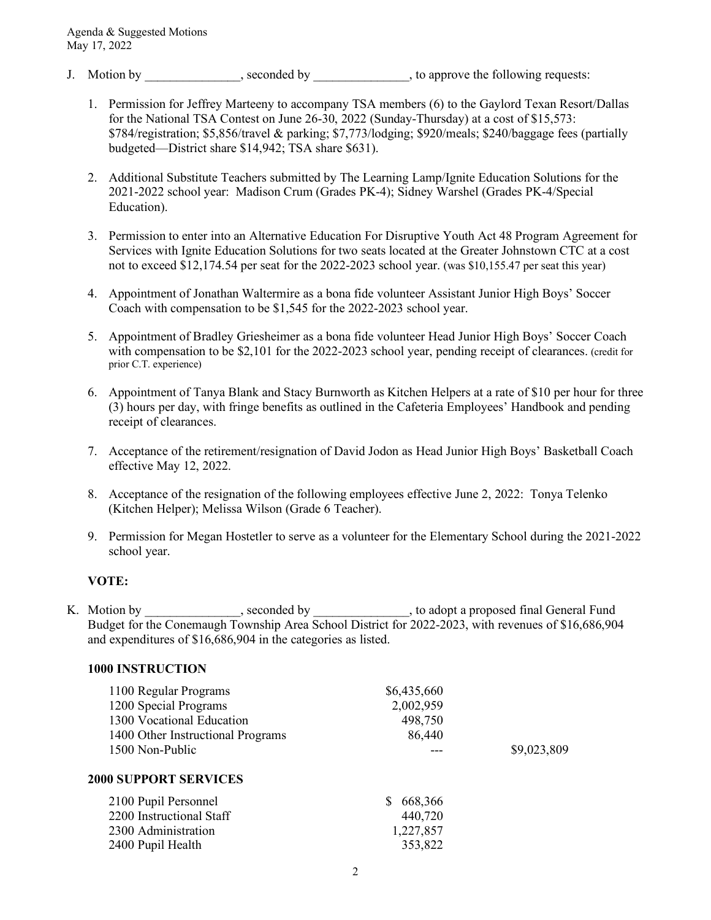J. Motion by _______________, seconded by _______________, to approve the following requests:

1. Permission for Jeffrey Marteeny to accompany TSA members (6) to the Gaylord Texan Resort/Dallas for the National TSA Contest on June 26-30, 2022 (Sunday-Thursday) at a cost of $15,573: $784/registration; $5,856/travel & parking; $7,773/lodging; $920/meals; $240/baggage fees (partially budgeted—District share $14,942; TSA share $631).

2. Additional Substitute Teachers submitted by The Learning Lamp/Ignite Education Solutions for the 2021-2022 school year: Madison Crum (Grades PK-4); Sidney Warshel (Grades PK-4/Special Education).

3. Permission to enter into an Alternative Education For Disruptive Youth Act 48 Program Agreement for Services with Ignite Education Solutions for two seats located at the Greater Johnstown CTC at a cost not to exceed $12,174.54 per seat for the 2022-2023 school year. (was $10,155.47 per seat this year)

4. Appointment of Jonathan Waltermire as a bona fide volunteer Assistant Junior High Boys' Soccer Coach with compensation to be $1,545 for the 2022-2023 school year.

5. Appointment of Bradley Griesheimer as a bona fide volunteer Head Junior High Boys' Soccer Coach with compensation to be $2,101 for the 2022-2023 school year, pending receipt of clearances. (credit for prior C.T. experience)

6. Appointment of Tanya Blank and Stacy Burnworth as Kitchen Helpers at a rate of $10 per hour for three (3) hours per day, with fringe benefits as outlined in the Cafeteria Employees' Handbook and pending receipt of clearances.

7. Acceptance of the retirement/resignation of David Jodon as Head Junior High Boys' Basketball Coach effective May 12, 2022.

8. Acceptance of the resignation of the following employees effective June 2, 2022: Tonya Telenko (Kitchen Helper); Melissa Wilson (Grade 6 Teacher).

9. Permission for Megan Hostetler to serve as a volunteer for the Elementary School during the 2021-2022 school year.

**VOTE:**

K. Motion by _______________, seconded by _______________, to adopt a proposed final General Fund Budget for the Conemaugh Township Area School District for 2022-2023, with revenues of $16,686,904 and expenditures of $16,686,904 in the categories as listed.

**1000 INSTRUCTION**

| | | |
|---|---|---|
| 1100 Regular Programs | $6,435,660 | |
| 1200 Special Programs | 2,002,959 | |
| 1300 Vocational Education | 498,750 | |
| 1400 Other Instructional Programs | 86,440 | |
| 1500 Non-Public | --- | $9,023,809 |

**2000 SUPPORT SERVICES**

| | | |
|---|---|---|
| 2100 Pupil Personnel | $ 668,366 | |
| 2200 Instructional Staff | 440,720 | |
| 2300 Administration | 1,227,857 | |
| 2400 Pupil Health | 353,822 | |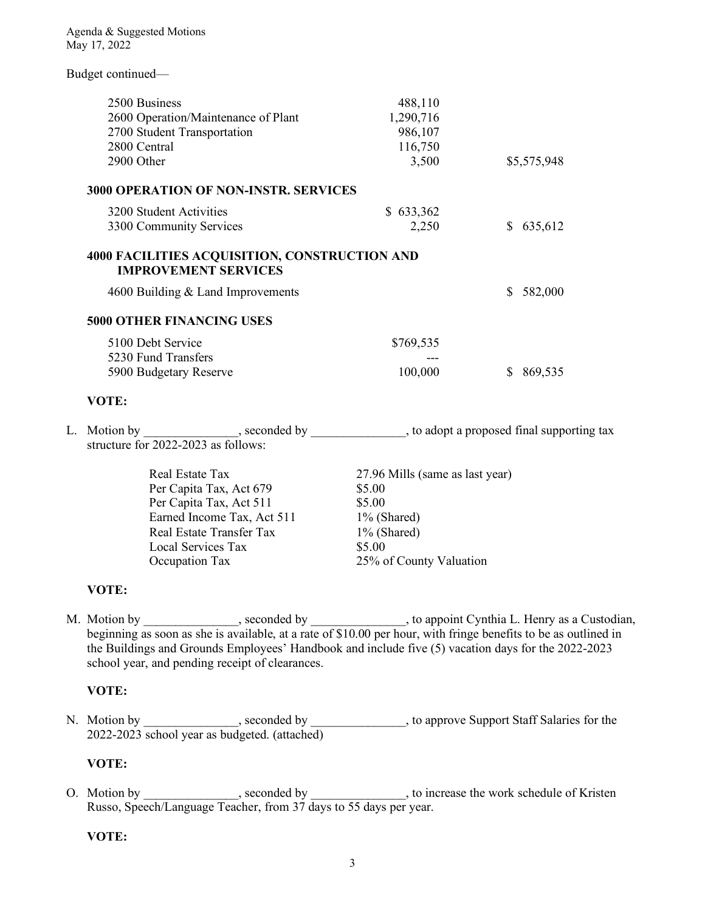Agenda & Suggested Motions
May 17, 2022

Budget continued—

| | | |
|---|---|---|
| 2500 Business | 488,110 | |
| 2600 Operation/Maintenance of Plant | 1,290,716 | |
| 2700 Student Transportation | 986,107 | |
| 2800 Central | 116,750 | |
| 2900 Other | 3,500 | $5,575,948 |

**3000 OPERATION OF NON-INSTR. SERVICES**

| | | |
|---|---|---|
| 3200 Student Activities | $ 633,362 | |
| 3300 Community Services | 2,250 | $ 635,612 |

**4000 FACILITIES ACQUISITION, CONSTRUCTION AND IMPROVEMENT SERVICES**

| | | |
|---|---|---|
| 4600 Building & Land Improvements | | $ 582,000 |

**5000 OTHER FINANCING USES**

| | | |
|---|---|---|
| 5100 Debt Service | $769,535 | |
| 5230 Fund Transfers | --- | |
| 5900 Budgetary Reserve | 100,000 | $ 869,535 |

**VOTE:**

L. Motion by _______________, seconded by _______________, to adopt a proposed final supporting tax structure for 2022-2023 as follows:

| | |
|---|---|
| Real Estate Tax | 27.96 Mills (same as last year) |
| Per Capita Tax, Act 679 | $5.00 |
| Per Capita Tax, Act 511 | $5.00 |
| Earned Income Tax, Act 511 | 1% (Shared) |
| Real Estate Transfer Tax | 1% (Shared) |
| Local Services Tax | $5.00 |
| Occupation Tax | 25% of County Valuation |

**VOTE:**

M. Motion by _______________, seconded by _______________, to appoint Cynthia L. Henry as a Custodian, beginning as soon as she is available, at a rate of $10.00 per hour, with fringe benefits to be as outlined in the Buildings and Grounds Employees' Handbook and include five (5) vacation days for the 2022-2023 school year, and pending receipt of clearances.

**VOTE:**

N. Motion by _______________, seconded by _______________, to approve Support Staff Salaries for the 2022-2023 school year as budgeted. (attached)

**VOTE:**

O. Motion by _______________, seconded by _______________, to increase the work schedule of Kristen Russo, Speech/Language Teacher, from 37 days to 55 days per year.

**VOTE:**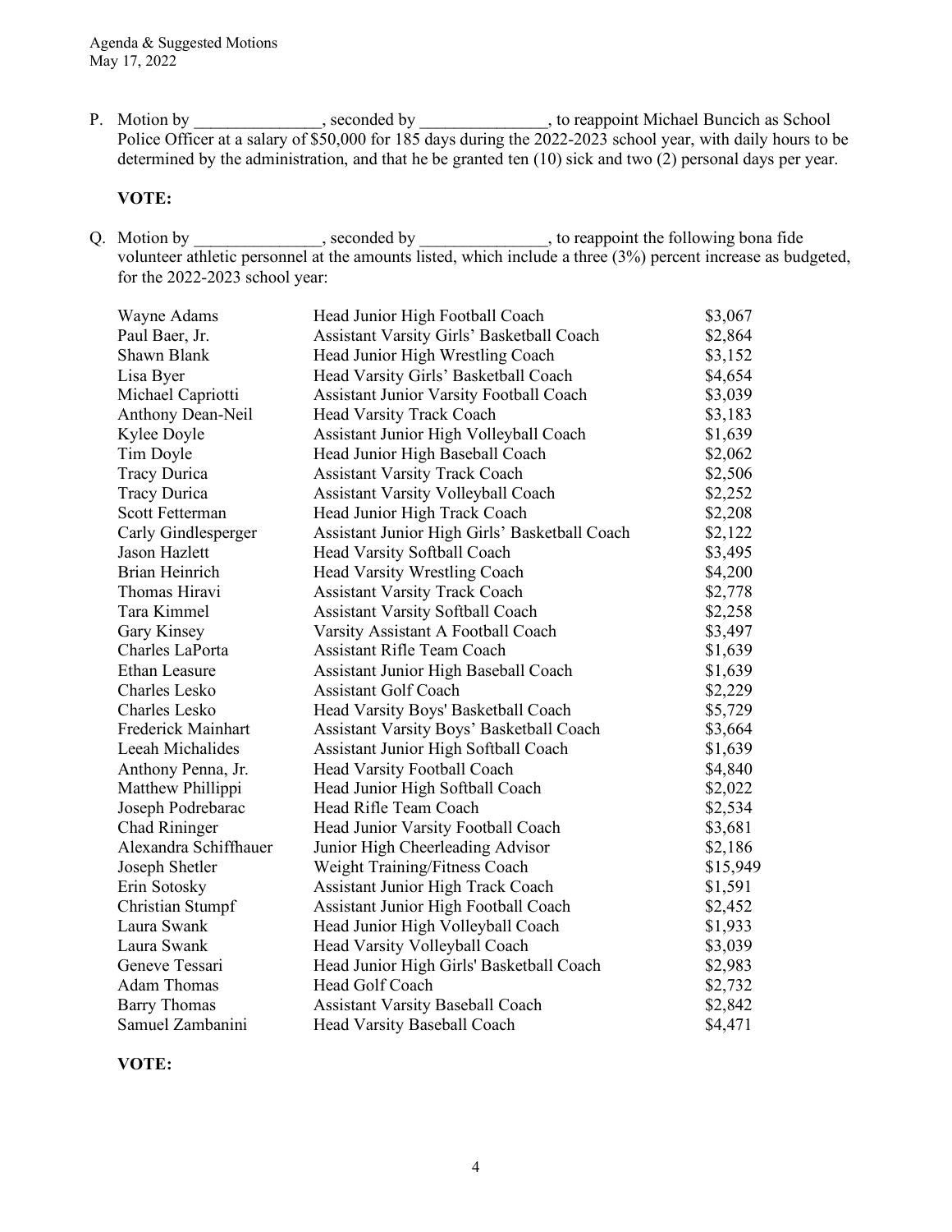P. Motion by _______________, seconded by _______________, to reappoint Michael Buncich as School Police Officer at a salary of $50,000 for 185 days during the 2022-2023 school year, with daily hours to be determined by the administration, and that he be granted ten (10) sick and two (2) personal days per year.

**VOTE:**

Q. Motion by _______________, seconded by _______________, to reappoint the following bona fide volunteer athletic personnel at the amounts listed, which include a three (3%) percent increase as budgeted, for the 2022-2023 school year:

| | | |
|---|---|---|
| Wayne Adams | Head Junior High Football Coach | $3,067 |
| Paul Baer, Jr. | Assistant Varsity Girls' Basketball Coach | $2,864 |
| Shawn Blank | Head Junior High Wrestling Coach | $3,152 |
| Lisa Byer | Head Varsity Girls' Basketball Coach | $4,654 |
| Michael Capriotti | Assistant Junior Varsity Football Coach | $3,039 |
| Anthony Dean-Neil | Head Varsity Track Coach | $3,183 |
| Kylee Doyle | Assistant Junior High Volleyball Coach | $1,639 |
| Tim Doyle | Head Junior High Baseball Coach | $2,062 |
| Tracy Durica | Assistant Varsity Track Coach | $2,506 |
| Tracy Durica | Assistant Varsity Volleyball Coach | $2,252 |
| Scott Fetterman | Head Junior High Track Coach | $2,208 |
| Carly Gindlesperger | Assistant Junior High Girls' Basketball Coach | $2,122 |
| Jason Hazlett | Head Varsity Softball Coach | $3,495 |
| Brian Heinrich | Head Varsity Wrestling Coach | $4,200 |
| Thomas Hiravi | Assistant Varsity Track Coach | $2,778 |
| Tara Kimmel | Assistant Varsity Softball Coach | $2,258 |
| Gary Kinsey | Varsity Assistant A Football Coach | $3,497 |
| Charles LaPorta | Assistant Rifle Team Coach | $1,639 |
| Ethan Leasure | Assistant Junior High Baseball Coach | $1,639 |
| Charles Lesko | Assistant Golf Coach | $2,229 |
| Charles Lesko | Head Varsity Boys' Basketball Coach | $5,729 |
| Frederick Mainhart | Assistant Varsity Boys' Basketball Coach | $3,664 |
| Leeah Michalides | Assistant Junior High Softball Coach | $1,639 |
| Anthony Penna, Jr. | Head Varsity Football Coach | $4,840 |
| Matthew Phillippi | Head Junior High Softball Coach | $2,022 |
| Joseph Podrebarac | Head Rifle Team Coach | $2,534 |
| Chad Rininger | Head Junior Varsity Football Coach | $3,681 |
| Alexandra Schiffhauer | Junior High Cheerleading Advisor | $2,186 |
| Joseph Shetler | Weight Training/Fitness Coach | $15,949 |
| Erin Sotosky | Assistant Junior High Track Coach | $1,591 |
| Christian Stumpf | Assistant Junior High Football Coach | $2,452 |
| Laura Swank | Head Junior High Volleyball Coach | $1,933 |
| Laura Swank | Head Varsity Volleyball Coach | $3,039 |
| Geneve Tessari | Head Junior High Girls' Basketball Coach | $2,983 |
| Adam Thomas | Head Golf Coach | $2,732 |
| Barry Thomas | Assistant Varsity Baseball Coach | $2,842 |
| Samuel Zambanini | Head Varsity Baseball Coach | $4,471 |

**VOTE:**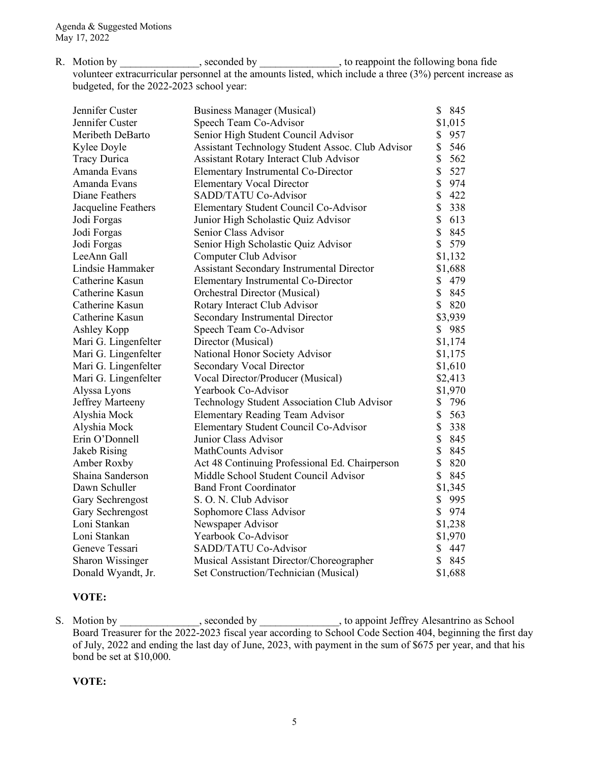R. Motion by _______________, seconded by _______________, to reappoint the following bona fide volunteer extracurricular personnel at the amounts listed, which include a three (3%) percent increase as budgeted, for the 2022-2023 school year:

| | | |
|---|---|---|
| Jennifer Custer | Business Manager (Musical) | $ 845 |
| Jennifer Custer | Speech Team Co-Advisor | $1,015 |
| Meribeth DeBarto | Senior High Student Council Advisor | $ 957 |
| Kylee Doyle | Assistant Technology Student Assoc. Club Advisor | $ 546 |
| Tracy Durica | Assistant Rotary Interact Club Advisor | $ 562 |
| Amanda Evans | Elementary Instrumental Co-Director | $ 527 |
| Amanda Evans | Elementary Vocal Director | $ 974 |
| Diane Feathers | SADD/TATU Co-Advisor | $ 422 |
| Jacqueline Feathers | Elementary Student Council Co-Advisor | $ 338 |
| Jodi Forgas | Junior High Scholastic Quiz Advisor | $ 613 |
| Jodi Forgas | Senior Class Advisor | $ 845 |
| Jodi Forgas | Senior High Scholastic Quiz Advisor | $ 579 |
| LeeAnn Gall | Computer Club Advisor | $1,132 |
| Lindsie Hammaker | Assistant Secondary Instrumental Director | $1,688 |
| Catherine Kasun | Elementary Instrumental Co-Director | $ 479 |
| Catherine Kasun | Orchestral Director (Musical) | $ 845 |
| Catherine Kasun | Rotary Interact Club Advisor | $ 820 |
| Catherine Kasun | Secondary Instrumental Director | $3,939 |
| Ashley Kopp | Speech Team Co-Advisor | $ 985 |
| Mari G. Lingenfelter | Director (Musical) | $1,174 |
| Mari G. Lingenfelter | National Honor Society Advisor | $1,175 |
| Mari G. Lingenfelter | Secondary Vocal Director | $1,610 |
| Mari G. Lingenfelter | Vocal Director/Producer (Musical) | $2,413 |
| Alyssa Lyons | Yearbook Co-Advisor | $1,970 |
| Jeffrey Marteeny | Technology Student Association Club Advisor | $ 796 |
| Alyshia Mock | Elementary Reading Team Advisor | $ 563 |
| Alyshia Mock | Elementary Student Council Co-Advisor | $ 338 |
| Erin O'Donnell | Junior Class Advisor | $ 845 |
| Jakeb Rising | MathCounts Advisor | $ 845 |
| Amber Roxby | Act 48 Continuing Professional Ed. Chairperson | $ 820 |
| Shaina Sanderson | Middle School Student Council Advisor | $ 845 |
| Dawn Schuller | Band Front Coordinator | $1,345 |
| Gary Sechrengost | S. O. N. Club Advisor | $ 995 |
| Gary Sechrengost | Sophomore Class Advisor | $ 974 |
| Loni Stankan | Newspaper Advisor | $1,238 |
| Loni Stankan | Yearbook Co-Advisor | $1,970 |
| Geneve Tessari | SADD/TATU Co-Advisor | $ 447 |
| Sharon Wissinger | Musical Assistant Director/Choreographer | $ 845 |
| Donald Wyandt, Jr. | Set Construction/Technician (Musical) | $1,688 |

**VOTE:**

S. Motion by _______________, seconded by _______________, to appoint Jeffrey Alesantrino as School Board Treasurer for the 2022-2023 fiscal year according to School Code Section 404, beginning the first day of July, 2022 and ending the last day of June, 2023, with payment in the sum of $675 per year, and that his bond be set at $10,000.

**VOTE:**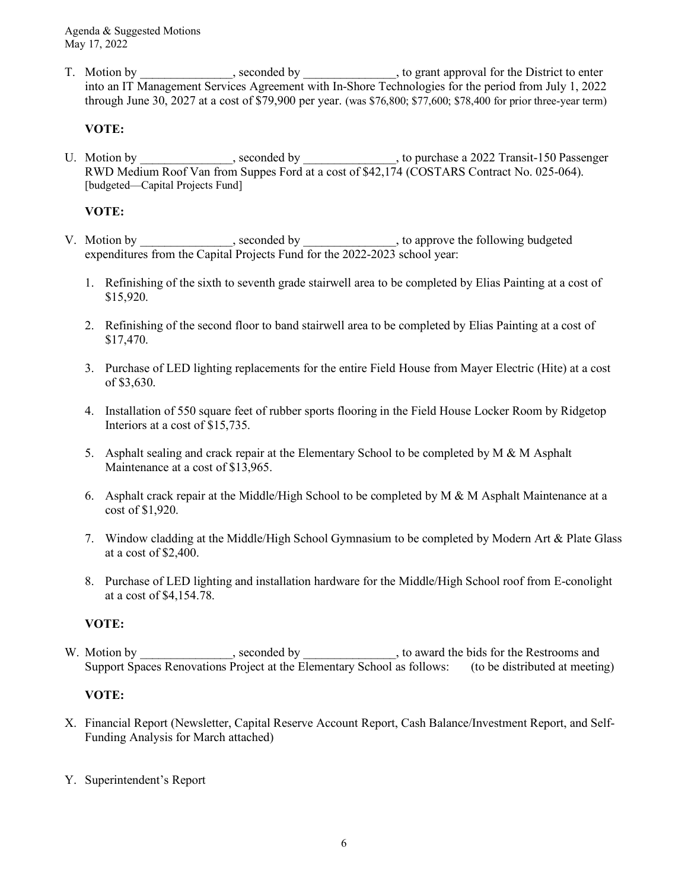T. Motion by _______________, seconded by _______________, to grant approval for the District to enter into an IT Management Services Agreement with In-Shore Technologies for the period from July 1, 2022 through June 30, 2027 at a cost of $79,900 per year. (was $76,800; $77,600; $78,400 for prior three-year term)

**VOTE:**

U. Motion by _______________, seconded by _______________, to purchase a 2022 Transit-150 Passenger RWD Medium Roof Van from Suppes Ford at a cost of $42,174 (COSTARS Contract No. 025-064). [budgeted—Capital Projects Fund]

**VOTE:**

V. Motion by _______________, seconded by _______________, to approve the following budgeted expenditures from the Capital Projects Fund for the 2022-2023 school year:

1. Refinishing of the sixth to seventh grade stairwell area to be completed by Elias Painting at a cost of $15,920.
2. Refinishing of the second floor to band stairwell area to be completed by Elias Painting at a cost of $17,470.
3. Purchase of LED lighting replacements for the entire Field House from Mayer Electric (Hite) at a cost of $3,630.
4. Installation of 550 square feet of rubber sports flooring in the Field House Locker Room by Ridgetop Interiors at a cost of $15,735.
5. Asphalt sealing and crack repair at the Elementary School to be completed by M & M Asphalt Maintenance at a cost of $13,965.
6. Asphalt crack repair at the Middle/High School to be completed by M & M Asphalt Maintenance at a cost of $1,920.
7. Window cladding at the Middle/High School Gymnasium to be completed by Modern Art & Plate Glass at a cost of $2,400.
8. Purchase of LED lighting and installation hardware for the Middle/High School roof from E-conolight at a cost of $4,154.78.

**VOTE:**

W. Motion by _______________, seconded by _______________, to award the bids for the Restrooms and Support Spaces Renovations Project at the Elementary School as follows: (to be distributed at meeting)

**VOTE:**

X. Financial Report (Newsletter, Capital Reserve Account Report, Cash Balance/Investment Report, and Self-Funding Analysis for March attached)

Y. Superintendent's Report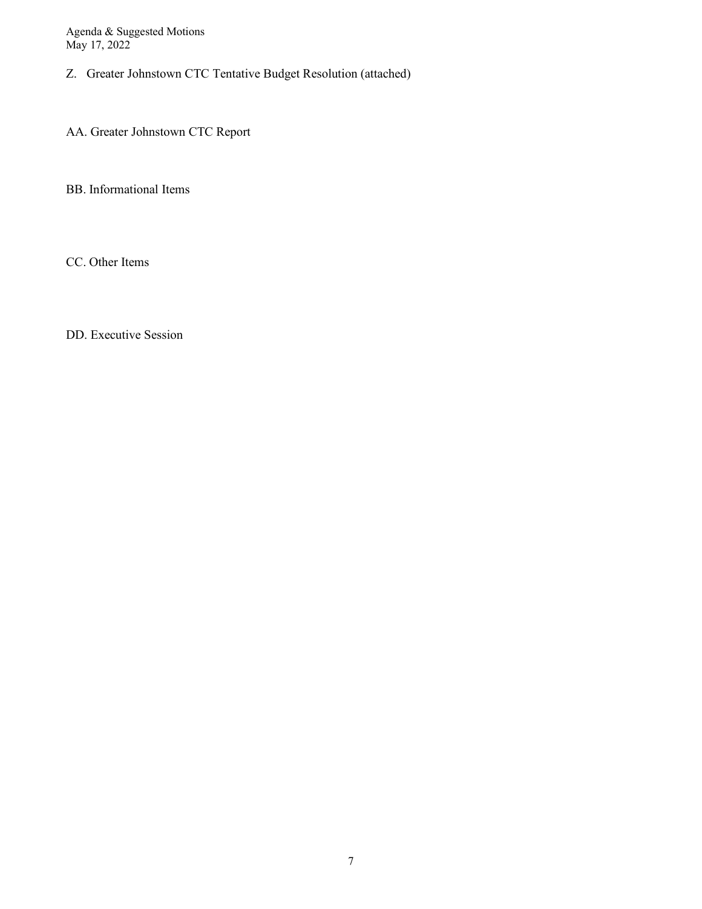Z. Greater Johnstown CTC Tentative Budget Resolution (attached)

AA. Greater Johnstown CTC Report

BB. Informational Items

CC. Other Items

DD. Executive Session